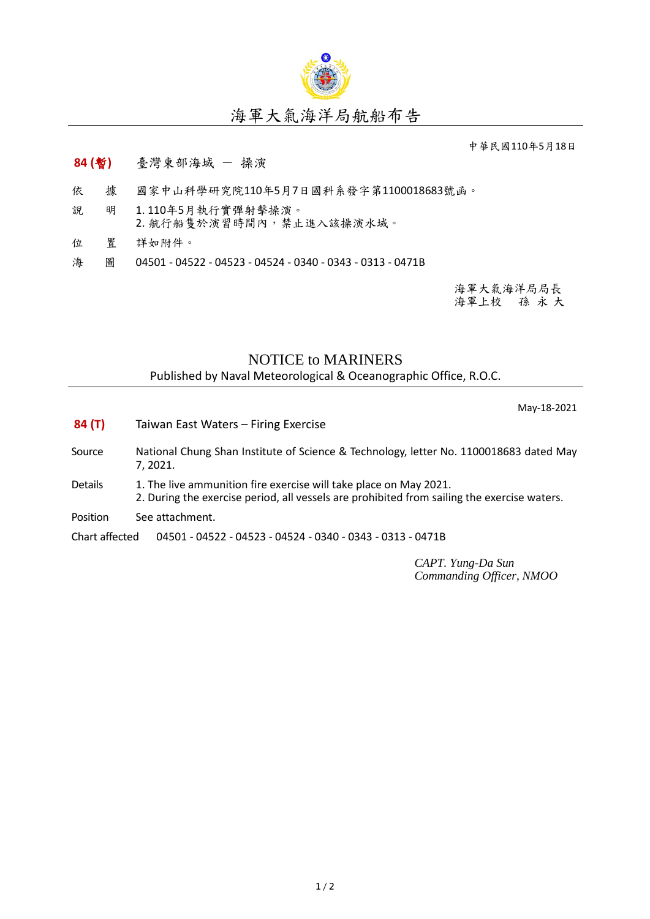# 海軍大氣海洋局航船布告

中華民國110年5月18日

**84 (暫)** 臺灣東部海域 — 操演

依　據　國家中山科學研究院110年5月7日國科系發字第1100018683號函。

說　明　1. 110年5月執行實彈射擊操演。
2. 航行船隻於演習時間內，禁止進入該操演水域。

位　置　詳如附件。

海　圖　04501 - 04522 - 04523 - 04524 - 0340 - 0343 - 0313 - 0471B

海軍大氣海洋局局長
海軍上校　孫 永 大

## NOTICE to MARINERS

Published by Naval Meteorological & Oceanographic Office, R.O.C.

May-18-2021

**84 (T)** Taiwan East Waters – Firing Exercise

Source　National Chung Shan Institute of Science & Technology, letter No. 1100018683 dated May 7, 2021.

Details　1. The live ammunition fire exercise will take place on May 2021.
2. During the exercise period, all vessels are prohibited from sailing the exercise waters.

Position　See attachment.

Chart affected　04501 - 04522 - 04523 - 04524 - 0340 - 0343 - 0313 - 0471B

*CAPT. Yung-Da Sun*
*Commanding Officer, NMOO*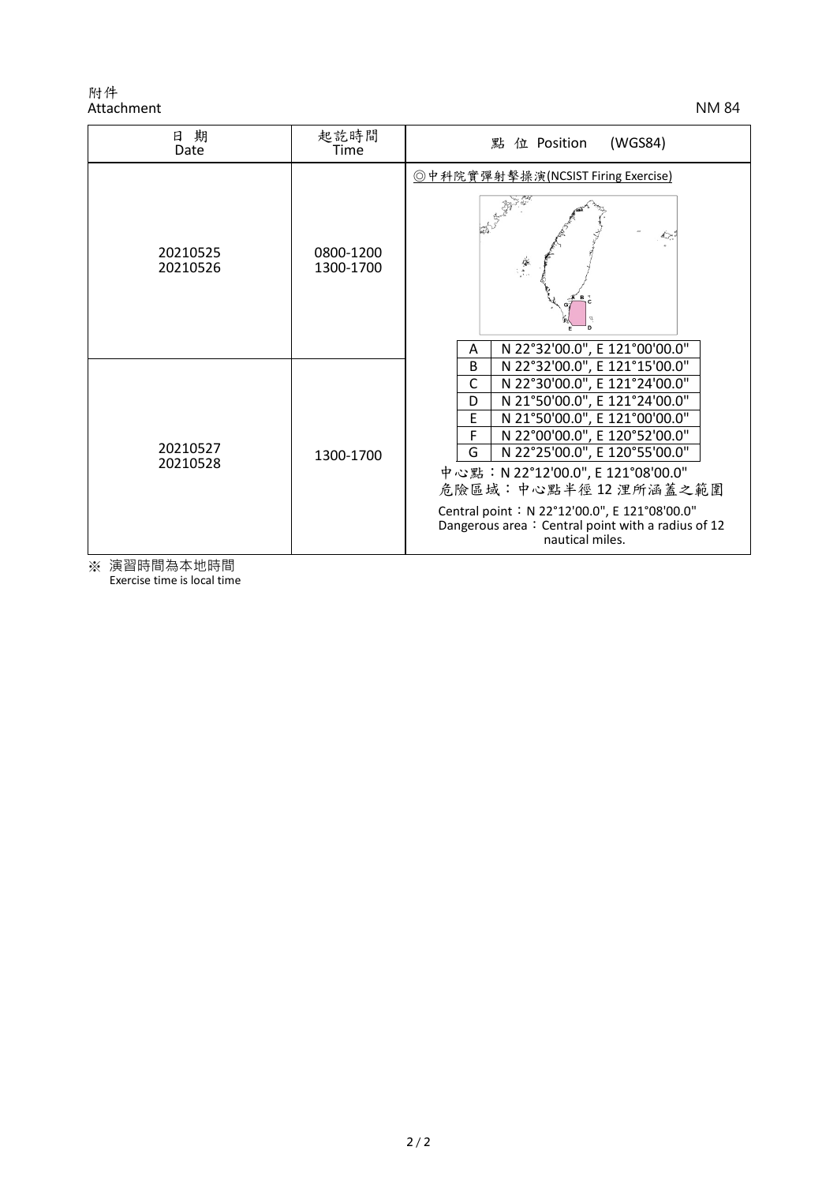附件
Attachment

NM 84

| 日 期<br>Date | 起訖時間<br>Time | 點 位 Position (WGS84) |
|---|---|---|
| 20210525<br>20210526 | 0800-1200<br>1300-1700 | ◎中科院實彈射擊操演(NCSIST Firing Exercise)<br>A N 22°32'00.0", E 121°00'00.0"<br>B N 22°32'00.0", E 121°15'00.0"<br>C N 22°30'00.0", E 121°24'00.0"<br>D N 21°50'00.0", E 121°24'00.0"<br>E N 21°50'00.0", E 121°00'00.0"<br>F N 22°00'00.0", E 120°52'00.0"<br>G N 22°25'00.0", E 120°55'00.0" |
| 20210527<br>20210528 | 1300-1700 | 中心點：N 22°12'00.0", E 121°08'00.0"<br>危險區域：中心點半徑 12 浬所涵蓋之範圍<br>Central point：N 22°12'00.0", E 121°08'00.0"<br>Dangerous area：Central point with a radius of 12 nautical miles. |

※ 演習時間為本地時間
Exercise time is local time